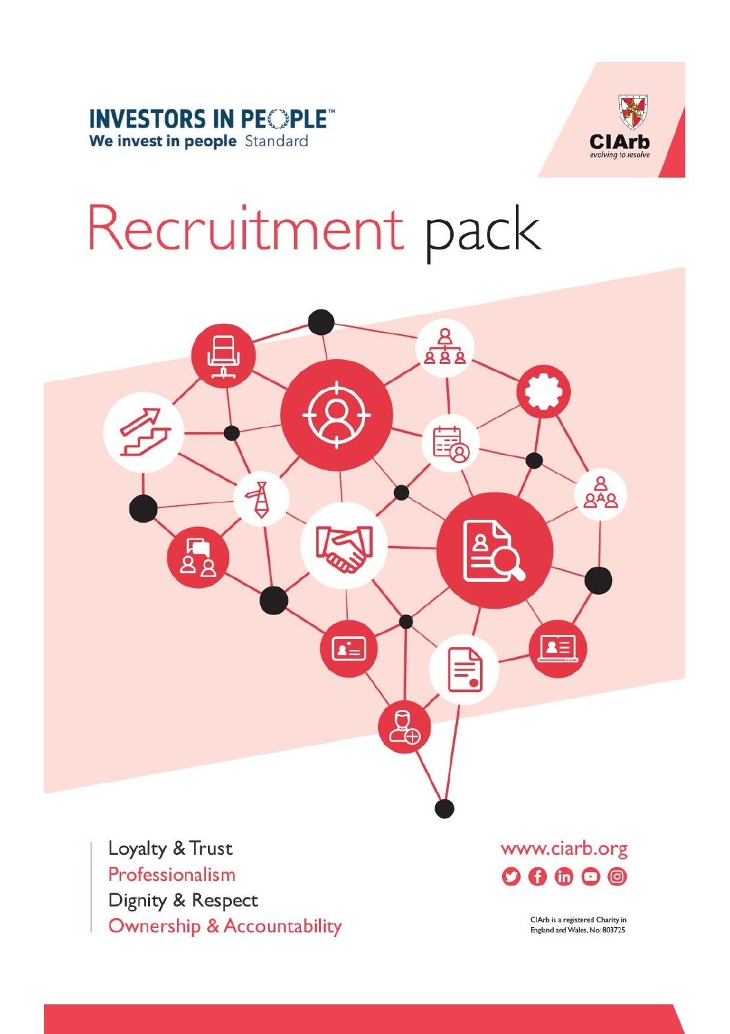INVESTORS IN PEOPLE™
We invest in people Standard

CIArb
*evolving to resolve*

# Recruitment pack

Loyalty & Trust
Professionalism
Dignity & Respect
Ownership & Accountability

www.ciarb.org

CIArb is a registered Charity in England and Wales, No: 803725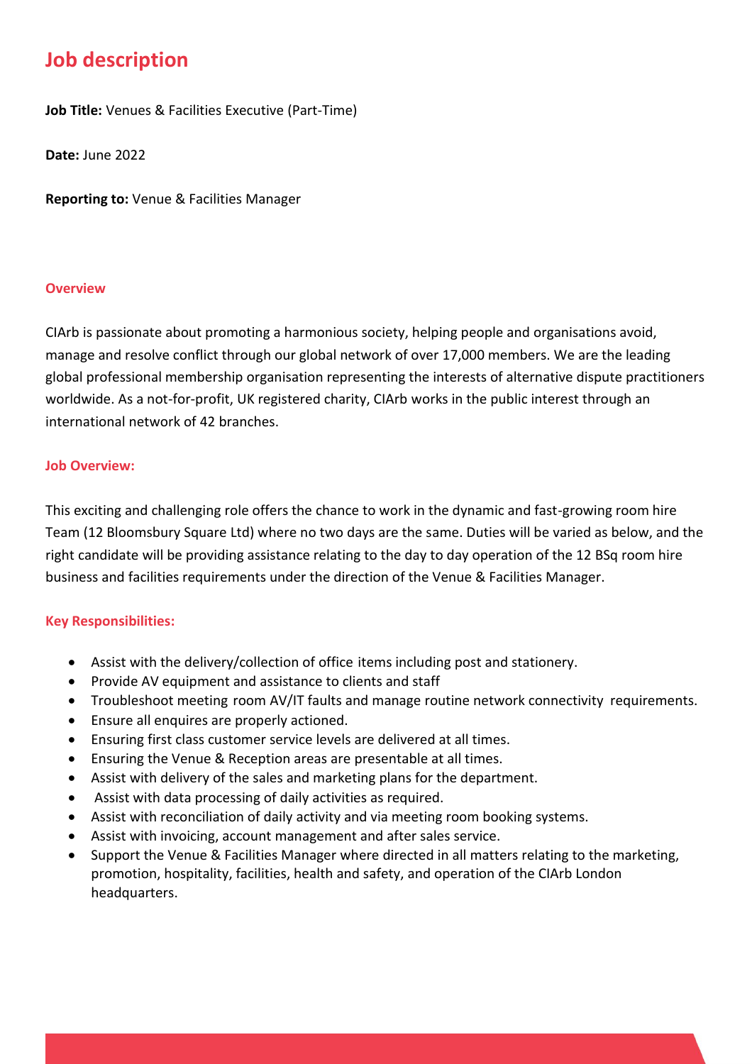# Job description

**Job Title:** Venues & Facilities Executive (Part-Time)

**Date:** June 2022

**Reporting to:** Venue & Facilities Manager

### Overview

CIArb is passionate about promoting a harmonious society, helping people and organisations avoid, manage and resolve conflict through our global network of over 17,000 members. We are the leading global professional membership organisation representing the interests of alternative dispute practitioners worldwide. As a not-for-profit, UK registered charity, CIArb works in the public interest through an international network of 42 branches.

### Job Overview:

This exciting and challenging role offers the chance to work in the dynamic and fast-growing room hire Team (12 Bloomsbury Square Ltd) where no two days are the same. Duties will be varied as below, and the right candidate will be providing assistance relating to the day to day operation of the 12 BSq room hire business and facilities requirements under the direction of the Venue & Facilities Manager.

### Key Responsibilities:

- Assist with the delivery/collection of office items including post and stationery.
- Provide AV equipment and assistance to clients and staff
- Troubleshoot meeting room AV/IT faults and manage routine network connectivity requirements.
- Ensure all enquires are properly actioned.
- Ensuring first class customer service levels are delivered at all times.
- Ensuring the Venue & Reception areas are presentable at all times.
- Assist with delivery of the sales and marketing plans for the department.
- Assist with data processing of daily activities as required.
- Assist with reconciliation of daily activity and via meeting room booking systems.
- Assist with invoicing, account management and after sales service.
- Support the Venue & Facilities Manager where directed in all matters relating to the marketing, promotion, hospitality, facilities, health and safety, and operation of the CIArb London headquarters.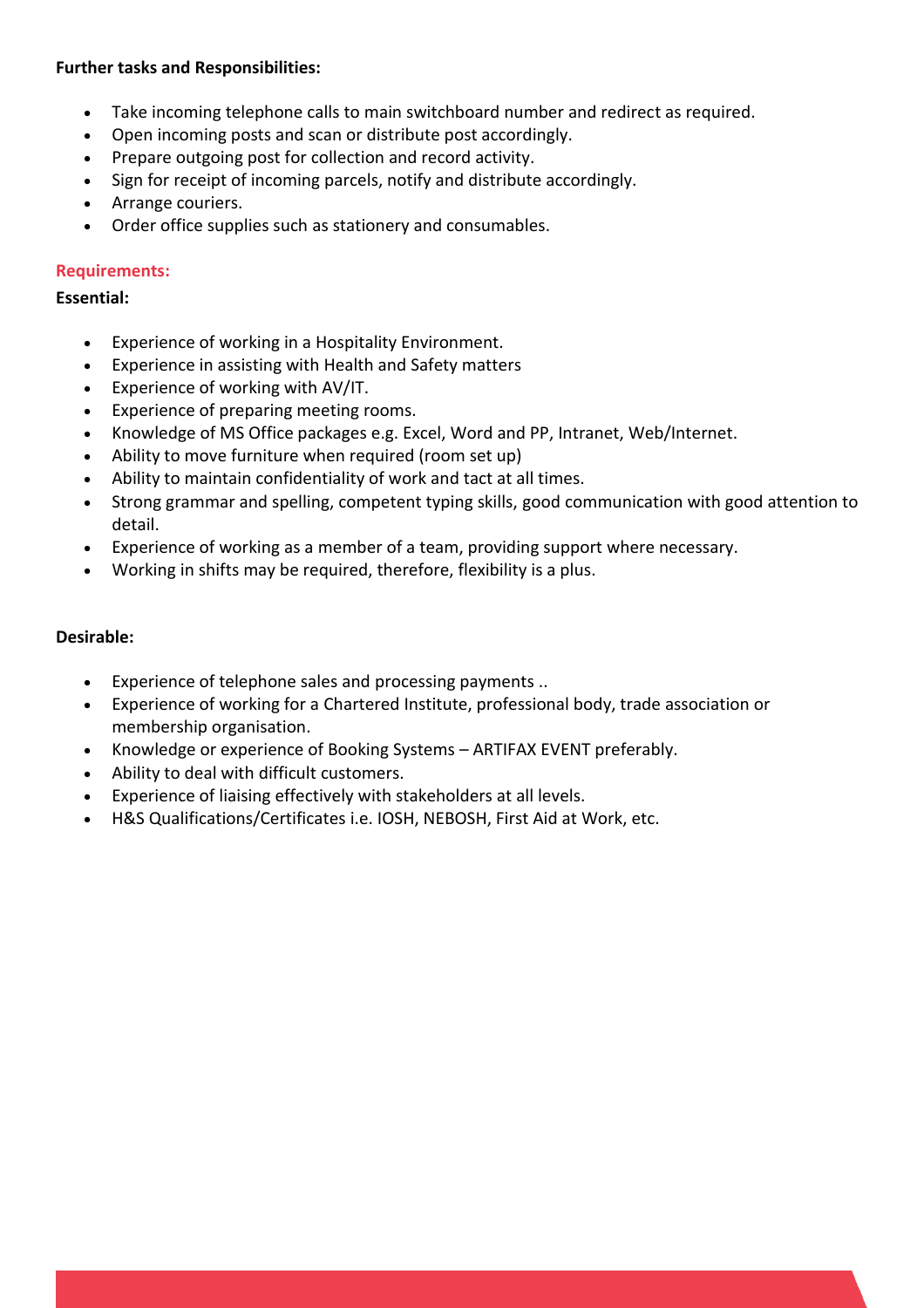**Further tasks and Responsibilities:**

- Take incoming telephone calls to main switchboard number and redirect as required.
- Open incoming posts and scan or distribute post accordingly.
- Prepare outgoing post for collection and record activity.
- Sign for receipt of incoming parcels, notify and distribute accordingly.
- Arrange couriers.
- Order office supplies such as stationery and consumables.

**Requirements:**

**Essential:**

- Experience of working in a Hospitality Environment.
- Experience in assisting with Health and Safety matters
- Experience of working with AV/IT.
- Experience of preparing meeting rooms.
- Knowledge of MS Office packages e.g. Excel, Word and PP, Intranet, Web/Internet.
- Ability to move furniture when required (room set up)
- Ability to maintain confidentiality of work and tact at all times.
- Strong grammar and spelling, competent typing skills, good communication with good attention to detail.
- Experience of working as a member of a team, providing support where necessary.
- Working in shifts may be required, therefore, flexibility is a plus.

**Desirable:**

- Experience of telephone sales and processing payments ..
- Experience of working for a Chartered Institute, professional body, trade association or membership organisation.
- Knowledge or experience of Booking Systems – ARTIFAX EVENT preferably.
- Ability to deal with difficult customers.
- Experience of liaising effectively with stakeholders at all levels.
- H&S Qualifications/Certificates i.e. IOSH, NEBOSH, First Aid at Work, etc.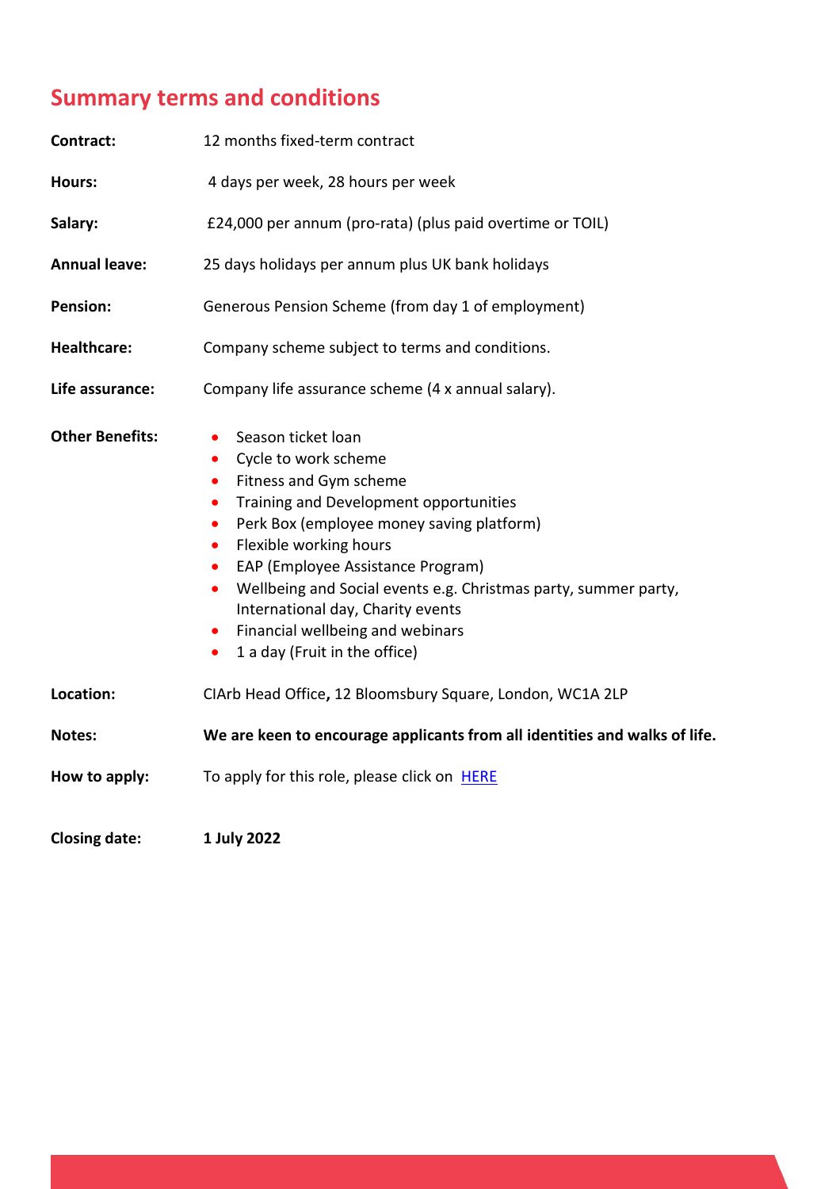## Summary terms and conditions

| | |
|---|---|
| **Contract:** | 12 months fixed-term contract |
| **Hours:** | 4 days per week, 28 hours per week |
| **Salary:** | £24,000 per annum (pro-rata) (plus paid overtime or TOIL) |
| **Annual leave:** | 25 days holidays per annum plus UK bank holidays |
| **Pension:** | Generous Pension Scheme (from day 1 of employment) |
| **Healthcare:** | Company scheme subject to terms and conditions. |
| **Life assurance:** | Company life assurance scheme (4 x annual salary). |

**Other Benefits:**

- Season ticket loan
- Cycle to work scheme
- Fitness and Gym scheme
- Training and Development opportunities
- Perk Box (employee money saving platform)
- Flexible working hours
- EAP (Employee Assistance Program)
- Wellbeing and Social events e.g. Christmas party, summer party, International day, Charity events
- Financial wellbeing and webinars
- 1 a day (Fruit in the office)

| | |
|---|---|
| **Location:** | CIArb Head Office**,** 12 Bloomsbury Square, London, WC1A 2LP |
| **Notes:** | **We are keen to encourage applicants from all identities and walks of life.** |
| **How to apply:** | To apply for this role, please click on HERE |
| **Closing date:** | **1 July 2022** |